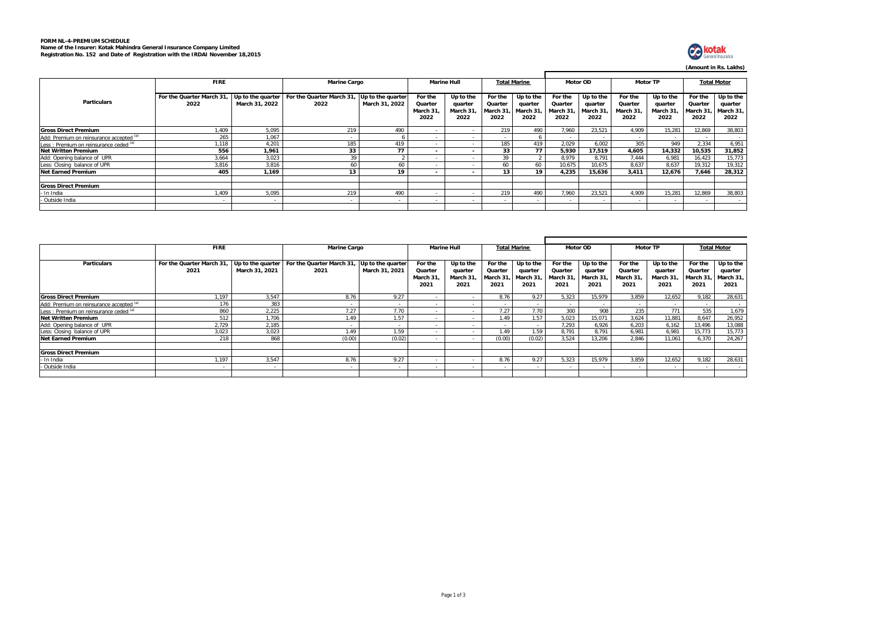**FORM NL-4-PREMIUM SCHEDULE**
**Name of the Insurer: Kotak Mahindra General Insurance Company Limited**
**Registration No. 152 and Date of Registration with the IRDAI November 18,2015**

**(Amount in Rs. Lakhs)**

| Particulars | FIRE | | Marine Cargo | | Marine Hull | | Total Marine | | Motor OD | | Motor TP | | Total Motor | |
|---|---|---|---|---|---|---|---|---|---|---|---|---|---|---|
| | For the Quarter March 31, 2022 | Up to the quarter March 31, 2022 | For the Quarter March 31, 2022 | Up to the quarter March 31, 2022 | For the Quarter March 31, 2022 | Up to the quarter March 31, 2022 | For the Quarter March 31, 2022 | Up to the quarter March 31, 2022 | For the Quarter March 31, 2022 | Up to the quarter March 31, 2022 | For the Quarter March 31, 2022 | Up to the quarter March 31, 2022 | For the Quarter March 31, 2022 | Up to the quarter March 31, 2022 |
| **Gross Direct Premium** | 1,409 | 5,095 | 219 | 490 | - | - | 219 | 490 | 7,960 | 23,521 | 4,909 | 15,281 | 12,869 | 38,803 |
| Add: Premium on reinsurance accepted [a] | 265 | 1,067 | - | 6 | - | - | - | 6 | - | - | - | - | - | - |
| Less : Premium on reinsurance ceded [a] | 1,118 | 4,201 | 185 | 419 | - | - | 185 | 419 | 2,029 | 6,002 | 305 | 949 | 2,334 | 6,951 |
| **Net Written Premium** | **556** | **1,961** | **33** | **77** | **-** | **-** | **33** | **77** | **5,930** | **17,519** | **4,605** | **14,332** | **10,535** | **31,852** |
| Add: Opening balance of UPR | 3,664 | 3,023 | 39 | 2 | - | - | 39 | 2 | 8,979 | 8,791 | 7,444 | 6,981 | 16,423 | 15,773 |
| Less: Closing balance of UPR | 3,816 | 3,816 | 60 | 60 | - | - | 60 | 60 | 10,675 | 10,675 | 8,637 | 8,637 | 19,312 | 19,312 |
| **Net Earned Premium** | **405** | **1,169** | **13** | **19** | **-** | **-** | **13** | **19** | **4,235** | **15,636** | **3,411** | **12,676** | **7,646** | **28,312** |
| | | | | | | | | | | | | | | |
| **Gross Direct Premium** | | | | | | | | | | | | | | |
| - In India | 1,409 | 5,095 | 219 | 490 | - | - | 219 | 490 | 7,960 | 23,521 | 4,909 | 15,281 | 12,869 | 38,803 |
| - Outside India | - | - | - | - | - | - | - | - | - | - | - | - | - | - |

| Particulars | FIRE | | Marine Cargo | | Marine Hull | | Total Marine | | Motor OD | | Motor TP | | Total Motor | |
|---|---|---|---|---|---|---|---|---|---|---|---|---|---|---|
| | For the Quarter March 31, 2021 | Up to the quarter March 31, 2021 | For the Quarter March 31, 2021 | Up to the quarter March 31, 2021 | For the Quarter March 31, 2021 | Up to the quarter March 31, 2021 | For the Quarter March 31, 2021 | Up to the quarter March 31, 2021 | For the Quarter March 31, 2021 | Up to the quarter March 31, 2021 | For the Quarter March 31, 2021 | Up to the quarter March 31, 2021 | For the Quarter March 31, 2021 | Up to the quarter March 31, 2021 |
| **Gross Direct Premium** | 1,197 | 3,547 | 8.76 | 9.27 | - | - | 8.76 | 9.27 | 5,323 | 15,979 | 3,859 | 12,652 | 9,182 | 28,631 |
| Add: Premium on reinsurance accepted [a] | 176 | 383 | - | - | - | - | - | - | - | - | - | - | - | - |
| Less : Premium on reinsurance ceded [a] | 860 | 2,225 | 7.27 | 7.70 | - | - | 7.27 | 7.70 | 300 | 908 | 235 | 771 | 535 | 1,679 |
| **Net Written Premium** | 512 | 1,706 | 1.49 | 1.57 | - | - | 1.49 | 1.57 | 5,023 | 15,071 | 3,624 | 11,881 | 8,647 | 26,952 |
| Add: Opening balance of UPR | 2,729 | 2,185 | - | - | - | - | - | - | 7,293 | 6,926 | 6,203 | 6,162 | 13,496 | 13,088 |
| Less: Closing balance of UPR | 3,023 | 3,023 | 1.49 | 1.59 | - | - | 1.49 | 1.59 | 8,791 | 8,791 | 6,981 | 6,981 | 15,773 | 15,773 |
| **Net Earned Premium** | 218 | 868 | (0.00) | (0.02) | - | - | (0.00) | (0.02) | 3,524 | 13,206 | 2,846 | 11,061 | 6,370 | 24,267 |
| | | | | | | | | | | | | | | |
| **Gross Direct Premium** | | | | | | | | | | | | | | |
| - In India | 1,197 | 3,547 | 8.76 | 9.27 | - | - | 8.76 | 9.27 | 5,323 | 15,979 | 3,859 | 12,652 | 9,182 | 28,631 |
| - Outside India | - | - | - | - | - | - | - | - | - | - | - | - | - | - |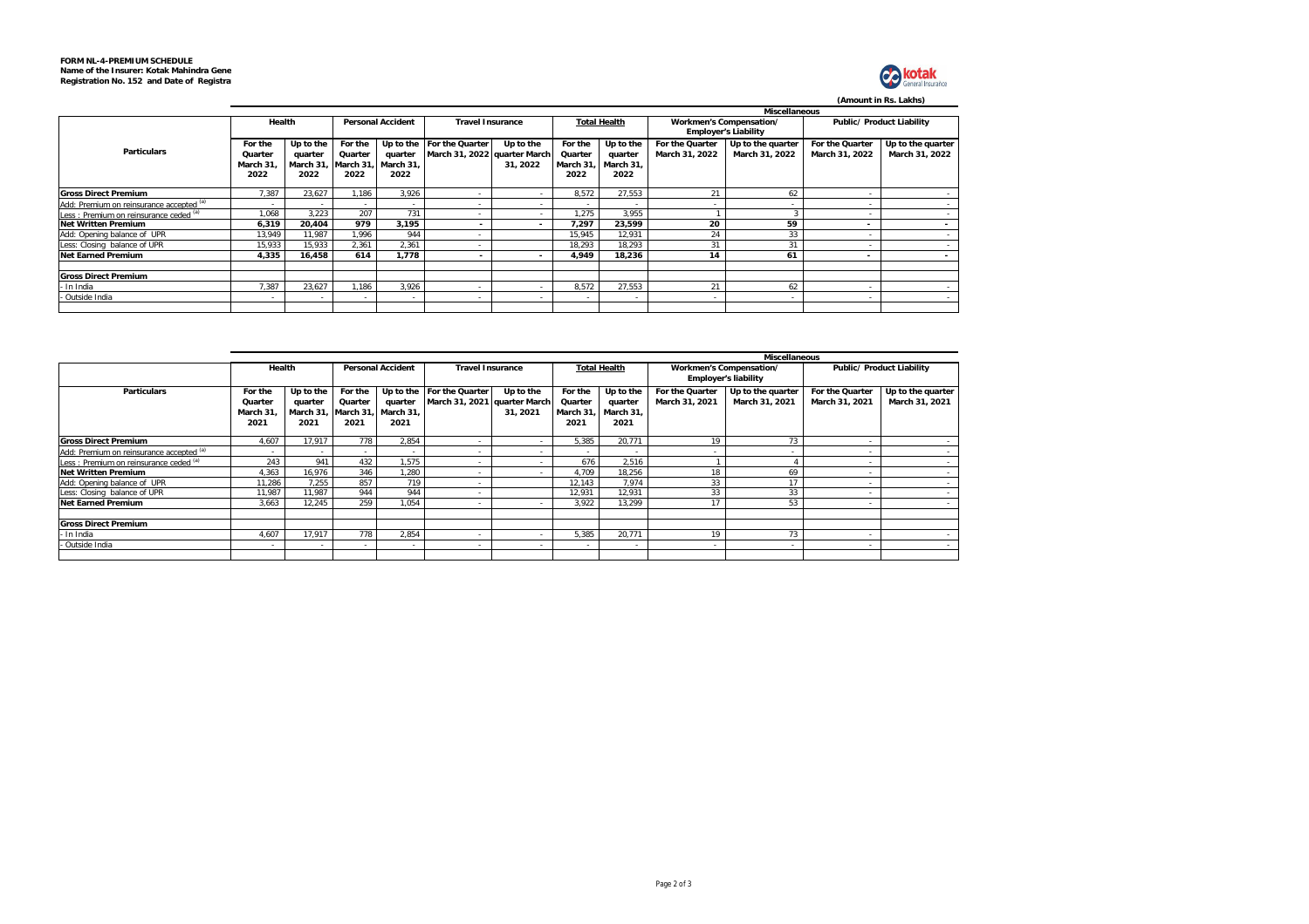**FORM NL-4-PREMIUM SCHEDULE**
**Name of the Insurer: Kotak Mahindra Gene**
**Registration No. 152 and Date of Registra**

**(Amount in Rs. Lakhs)**

| Particulars | Miscellaneous | | | | | | | | | | | |
|---|---|---|---|---|---|---|---|---|---|---|---|---|
| | Health | | Personal Accident | | Travel Insurance | | Total Health | | Workmen's Compensation/ Employer's Liability | | Public/ Product Liability | |
| | For the Quarter March 31, 2022 | Up to the quarter March 31, 2022 | For the Quarter March 31, 2022 | Up to the quarter March 31, 2022 | For the Quarter March 31, 2022 | Up to the quarter March 31, 2022 | For the Quarter March 31, 2022 | Up to the quarter March 31, 2022 | For the Quarter March 31, 2022 | Up to the quarter March 31, 2022 | For the Quarter March 31, 2022 | Up to the quarter March 31, 2022 |
| **Gross Direct Premium** | 7,387 | 23,627 | 1,186 | 3,926 | - | - | 8,572 | 27,553 | 21 | 62 | - | - |
| Add: Premium on reinsurance accepted [a] | - | - | - | - | - | - | - | - | - | - | - | - |
| Less : Premium on reinsurance ceded [a] | 1,068 | 3,223 | 207 | 731 | - | - | 1,275 | 3,955 | 1 | 3 | - | - |
| **Net Written Premium** | **6,319** | **20,404** | **979** | **3,195** | **-** | **-** | **7,297** | **23,599** | **20** | **59** | **-** | **-** |
| Add: Opening balance of UPR | 13,949 | 11,987 | 1,996 | 944 | - | | 15,945 | 12,931 | 24 | 33 | - | - |
| Less: Closing balance of UPR | 15,933 | 15,933 | 2,361 | 2,361 | - | | 18,293 | 18,293 | 31 | 31 | - | - |
| **Net Earned Premium** | **4,335** | **16,458** | **614** | **1,778** | **-** | **-** | **4,949** | **18,236** | **14** | **61** | **-** | **-** |
| | | | | | | | | | | | | |
| **Gross Direct Premium** | | | | | | | | | | | | |
| - In India | 7,387 | 23,627 | 1,186 | 3,926 | - | - | 8,572 | 27,553 | 21 | 62 | - | - |
| - Outside India | - | - | - | - | - | - | - | - | - | - | - | - |

| Particulars | Miscellaneous | | | | | | | | | | | |
|---|---|---|---|---|---|---|---|---|---|---|---|---|
| | Health | | Personal Accident | | Travel Insurance | | Total Health | | Workmen's Compensation/ Employer's liability | | Public/ Product Liability | |
| | For the Quarter March 31, 2021 | Up to the quarter March 31, 2021 | For the Quarter March 31, 2021 | Up to the quarter March 31, 2021 | For the Quarter March 31, 2021 | Up to the quarter March 31, 2021 | For the Quarter March 31, 2021 | Up to the quarter March 31, 2021 | For the Quarter March 31, 2021 | Up to the quarter March 31, 2021 | For the Quarter March 31, 2021 | Up to the quarter March 31, 2021 |
| **Gross Direct Premium** | 4,607 | 17,917 | 778 | 2,854 | - | - | 5,385 | 20,771 | 19 | 73 | - | - |
| Add: Premium on reinsurance accepted [a] | - | - | - | - | - | - | - | - | - | - | - | - |
| Less : Premium on reinsurance ceded [a] | 243 | 941 | 432 | 1,575 | - | - | 676 | 2,516 | 1 | 4 | - | - |
| **Net Written Premium** | 4,363 | 16,976 | 346 | 1,280 | - | - | 4,709 | 18,256 | 18 | 69 | - | - |
| Add: Opening balance of UPR | 11,286 | 7,255 | 857 | 719 | - | | 12,143 | 7,974 | 33 | 17 | - | - |
| Less: Closing balance of UPR | 11,987 | 11,987 | 944 | 944 | - | | 12,931 | 12,931 | 33 | 33 | - | - |
| **Net Earned Premium** | 3,663 | 12,245 | 259 | 1,054 | - | - | 3,922 | 13,299 | 17 | 53 | - | - |
| | | | | | | | | | | | | |
| **Gross Direct Premium** | | | | | | | | | | | | |
| - In India | 4,607 | 17,917 | 778 | 2,854 | - | - | 5,385 | 20,771 | 19 | 73 | - | - |
| - Outside India | - | - | - | - | - | - | - | - | - | - | - | - |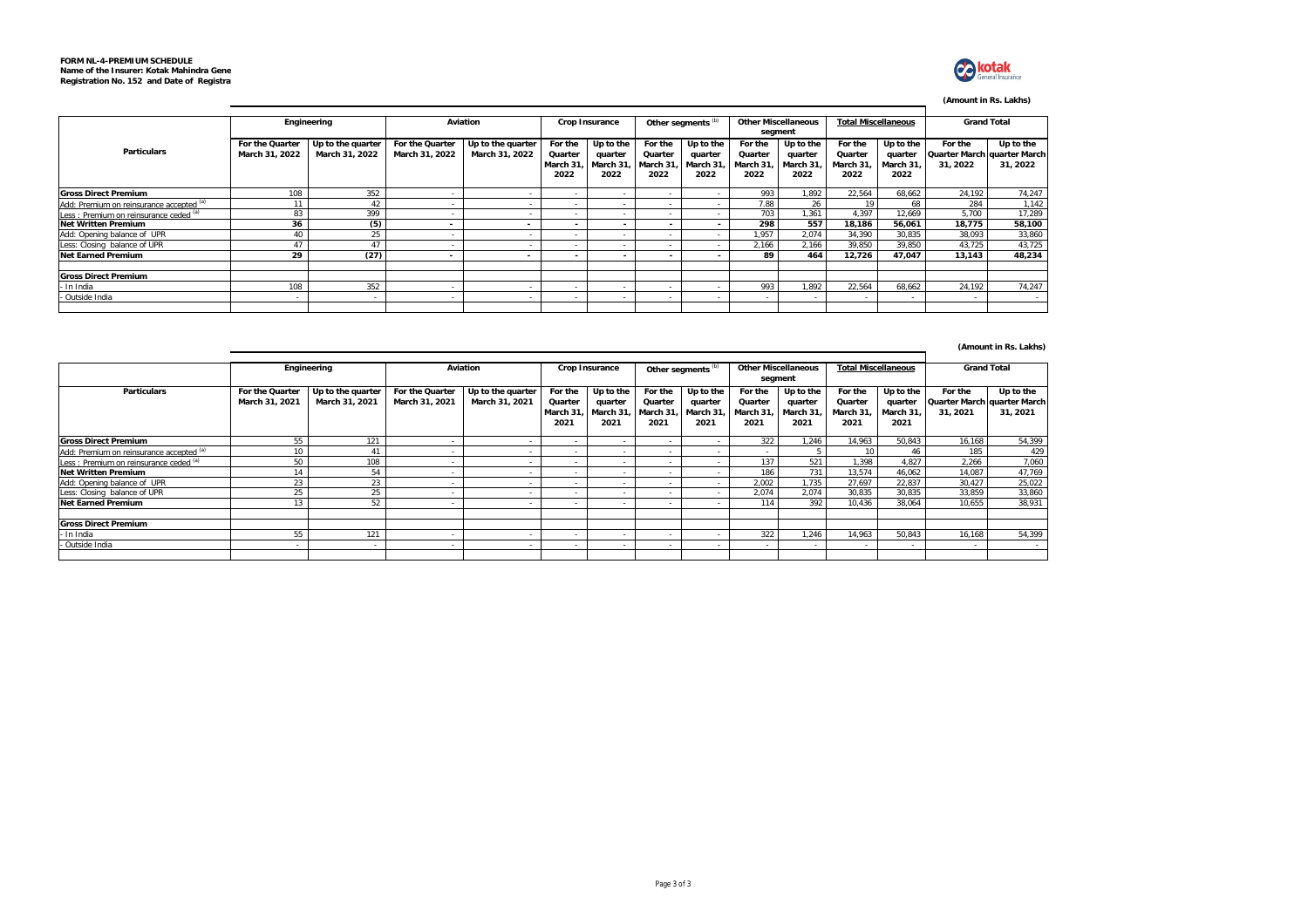**FORM NL-4-PREMIUM SCHEDULE**
**Name of the Insurer: Kotak Mahindra Gene**
**Registration No. 152 and Date of Registra**

**(Amount in Rs. Lakhs)**

| Particulars | Engineering | | Aviation | | Crop Insurance | | Other segments [b] | | Other Miscellaneous segment | | Total Miscellaneous | | Grand Total | |
|---|---|---|---|---|---|---|---|---|---|---|---|---|---|---|
| | For the Quarter March 31, 2022 | Up to the quarter March 31, 2022 | For the Quarter March 31, 2022 | Up to the quarter March 31, 2022 | For the Quarter March 31, 2022 | Up to the quarter March 31, 2022 | For the Quarter March 31, 2022 | Up to the quarter March 31, 2022 | For the Quarter March 31, 2022 | Up to the quarter March 31, 2022 | For the Quarter March 31, 2022 | Up to the quarter March 31, 2022 | For the Quarter March 31, 2022 | Up to the quarter March 31, 2022 |
| **Gross Direct Premium** | 108 | 352 | - | - | - | - | - | - | 993 | 1,892 | 22,564 | 68,662 | 24,192 | 74,247 |
| Add: Premium on reinsurance accepted [a] | 11 | 42 | - | - | - | - | - | - | 7.88 | 26 | 19 | 68 | 284 | 1,142 |
| Less : Premium on reinsurance ceded [a] | 83 | 399 | - | - | - | - | - | - | 703 | 1,361 | 4,397 | 12,669 | 5,700 | 17,289 |
| **Net Written Premium** | **36** | **(5)** | - | - | - | - | - | - | **298** | **557** | **18,186** | **56,061** | **18,775** | **58,100** |
| Add: Opening balance of UPR | 40 | 25 | - | - | - | - | - | - | 1,957 | 2,074 | 34,390 | 30,835 | 38,093 | 33,860 |
| Less: Closing balance of UPR | 47 | 47 | - | - | - | - | - | - | 2,166 | 2,166 | 39,850 | 39,850 | 43,725 | 43,725 |
| **Net Earned Premium** | **29** | **(27)** | - | - | - | - | - | - | **89** | **464** | **12,726** | **47,047** | **13,143** | **48,234** |
| | | | | | | | | | | | | | | |
| **Gross Direct Premium** | | | | | | | | | | | | | | |
| - In India | 108 | 352 | - | - | - | - | - | - | 993 | 1,892 | 22,564 | 68,662 | 24,192 | 74,247 |
| - Outside India | - | - | - | - | - | - | - | - | - | - | - | - | - | - |

**(Amount in Rs. Lakhs)**

| Particulars | Engineering | | Aviation | | Crop Insurance | | Other segments [b] | | Other Miscellaneous segment | | Total Miscellaneous | | Grand Total | |
|---|---|---|---|---|---|---|---|---|---|---|---|---|---|---|
| | For the Quarter March 31, 2021 | Up to the quarter March 31, 2021 | For the Quarter March 31, 2021 | Up to the quarter March 31, 2021 | For the Quarter March 31, 2021 | Up to the quarter March 31, 2021 | For the Quarter March 31, 2021 | Up to the quarter March 31, 2021 | For the Quarter March 31, 2021 | Up to the quarter March 31, 2021 | For the Quarter March 31, 2021 | Up to the quarter March 31, 2021 | For the Quarter March 31, 2021 | Up to the quarter March 31, 2021 |
| **Gross Direct Premium** | 55 | 121 | - | - | - | - | - | - | 322 | 1,246 | 14,963 | 50,843 | 16,168 | 54,399 |
| Add: Premium on reinsurance accepted [a] | 10 | 41 | - | - | - | - | - | - | - | 5 | 10 | 46 | 185 | 429 |
| Less : Premium on reinsurance ceded [a] | 50 | 108 | - | - | - | - | - | - | 137 | 521 | 1,398 | 4,827 | 2,266 | 7,060 |
| **Net Written Premium** | 14 | 54 | - | - | - | - | - | - | 186 | 731 | 13,574 | 46,062 | 14,087 | 47,769 |
| Add: Opening balance of UPR | 23 | 23 | - | - | - | - | - | - | 2,002 | 1,735 | 27,697 | 22,837 | 30,427 | 25,022 |
| Less: Closing balance of UPR | 25 | 25 | - | - | - | - | - | - | 2,074 | 2,074 | 30,835 | 30,835 | 33,859 | 33,860 |
| **Net Earned Premium** | 13 | 52 | - | - | - | - | - | - | 114 | 392 | 10,436 | 38,064 | 10,655 | 38,931 |
| | | | | | | | | | | | | | | |
| **Gross Direct Premium** | | | | | | | | | | | | | | |
| - In India | 55 | 121 | - | - | - | - | - | - | 322 | 1,246 | 14,963 | 50,843 | 16,168 | 54,399 |
| - Outside India | - | - | - | - | - | - | - | - | - | - | - | - | - | - |